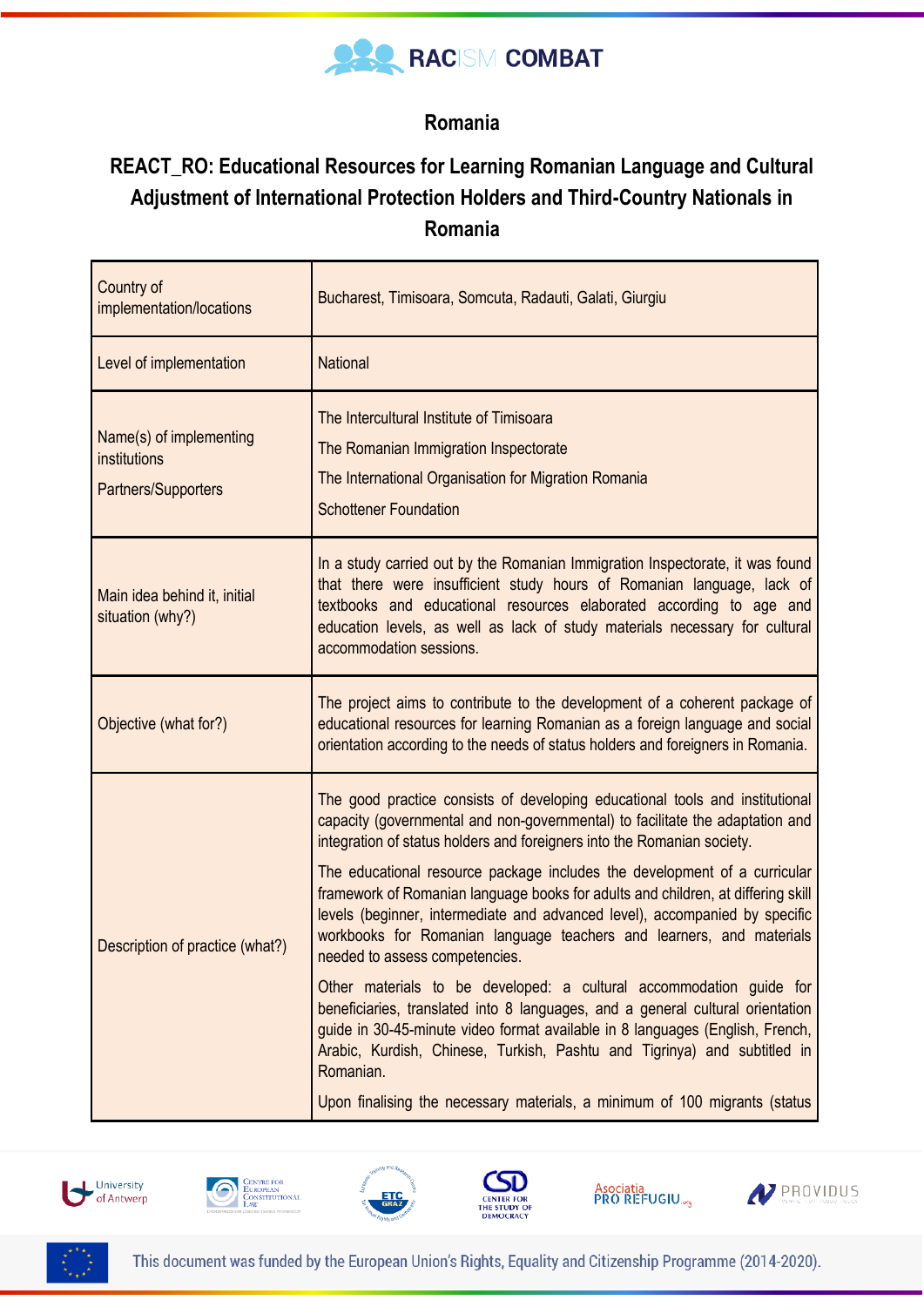## Romania

## REACT_RO: Educational Resources for Learning Romanian Language and Cultural Adjustment of International Protection Holders and Third-Country Nationals in Romania

| | |
|---|---|
| Country of implementation/locations | Bucharest, Timisoara, Somcuta, Radauti, Galati, Giurgiu |
| Level of implementation | National |
| Name(s) of implementing institutions<br><br>Partners/Supporters | The Intercultural Institute of Timisoara<br><br>The Romanian Immigration Inspectorate<br><br>The International Organisation for Migration Romania<br><br>Schottener Foundation |
| Main idea behind it, initial situation (why?) | In a study carried out by the Romanian Immigration Inspectorate, it was found that there were insufficient study hours of Romanian language, lack of textbooks and educational resources elaborated according to age and education levels, as well as lack of study materials necessary for cultural accommodation sessions. |
| Objective (what for?) | The project aims to contribute to the development of a coherent package of educational resources for learning Romanian as a foreign language and social orientation according to the needs of status holders and foreigners in Romania. |
| Description of practice (what?) | The good practice consists of developing educational tools and institutional capacity (governmental and non-governmental) to facilitate the adaptation and integration of status holders and foreigners into the Romanian society.<br><br>The educational resource package includes the development of a curricular framework of Romanian language books for adults and children, at differing skill levels (beginner, intermediate and advanced level), accompanied by specific workbooks for Romanian language teachers and learners, and materials needed to assess competencies.<br><br>Other materials to be developed: a cultural accommodation guide for beneficiaries, translated into 8 languages, and a general cultural orientation guide in 30-45-minute video format available in 8 languages (English, French, Arabic, Kurdish, Chinese, Turkish, Pashtu and Tigrinya) and subtitled in Romanian.<br><br>Upon finalising the necessary materials, a minimum of 100 migrants (status |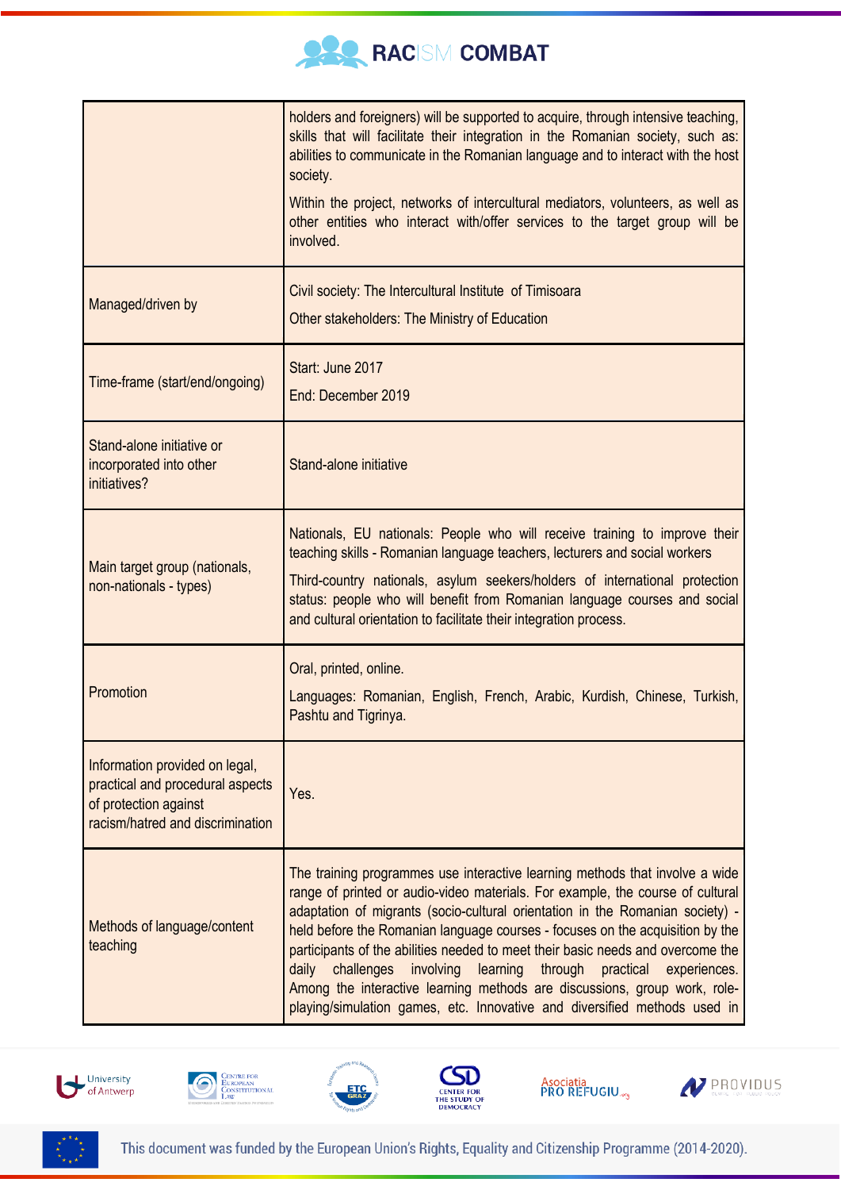| | |
|---|---|
| | holders and foreigners) will be supported to acquire, through intensive teaching, skills that will facilitate their integration in the Romanian society, such as: abilities to communicate in the Romanian language and to interact with the host society.<br><br>Within the project, networks of intercultural mediators, volunteers, as well as other entities who interact with/offer services to the target group will be involved. |
| Managed/driven by | Civil society: The Intercultural Institute of Timisoara<br><br>Other stakeholders: The Ministry of Education |
| Time-frame (start/end/ongoing) | Start: June 2017<br><br>End: December 2019 |
| Stand-alone initiative or incorporated into other initiatives? | Stand-alone initiative |
| Main target group (nationals, non-nationals - types) | Nationals, EU nationals: People who will receive training to improve their teaching skills - Romanian language teachers, lecturers and social workers<br><br>Third-country nationals, asylum seekers/holders of international protection status: people who will benefit from Romanian language courses and social and cultural orientation to facilitate their integration process. |
| Promotion | Oral, printed, online.<br><br>Languages: Romanian, English, French, Arabic, Kurdish, Chinese, Turkish, Pashtu and Tigrinya. |
| Information provided on legal, practical and procedural aspects of protection against racism/hatred and discrimination | Yes. |
| Methods of language/content teaching | The training programmes use interactive learning methods that involve a wide range of printed or audio-video materials. For example, the course of cultural adaptation of migrants (socio-cultural orientation in the Romanian society) - held before the Romanian language courses - focuses on the acquisition by the participants of the abilities needed to meet their basic needs and overcome the daily challenges involving learning through practical experiences. Among the interactive learning methods are discussions, group work, role-playing/simulation games, etc. Innovative and diversified methods used in |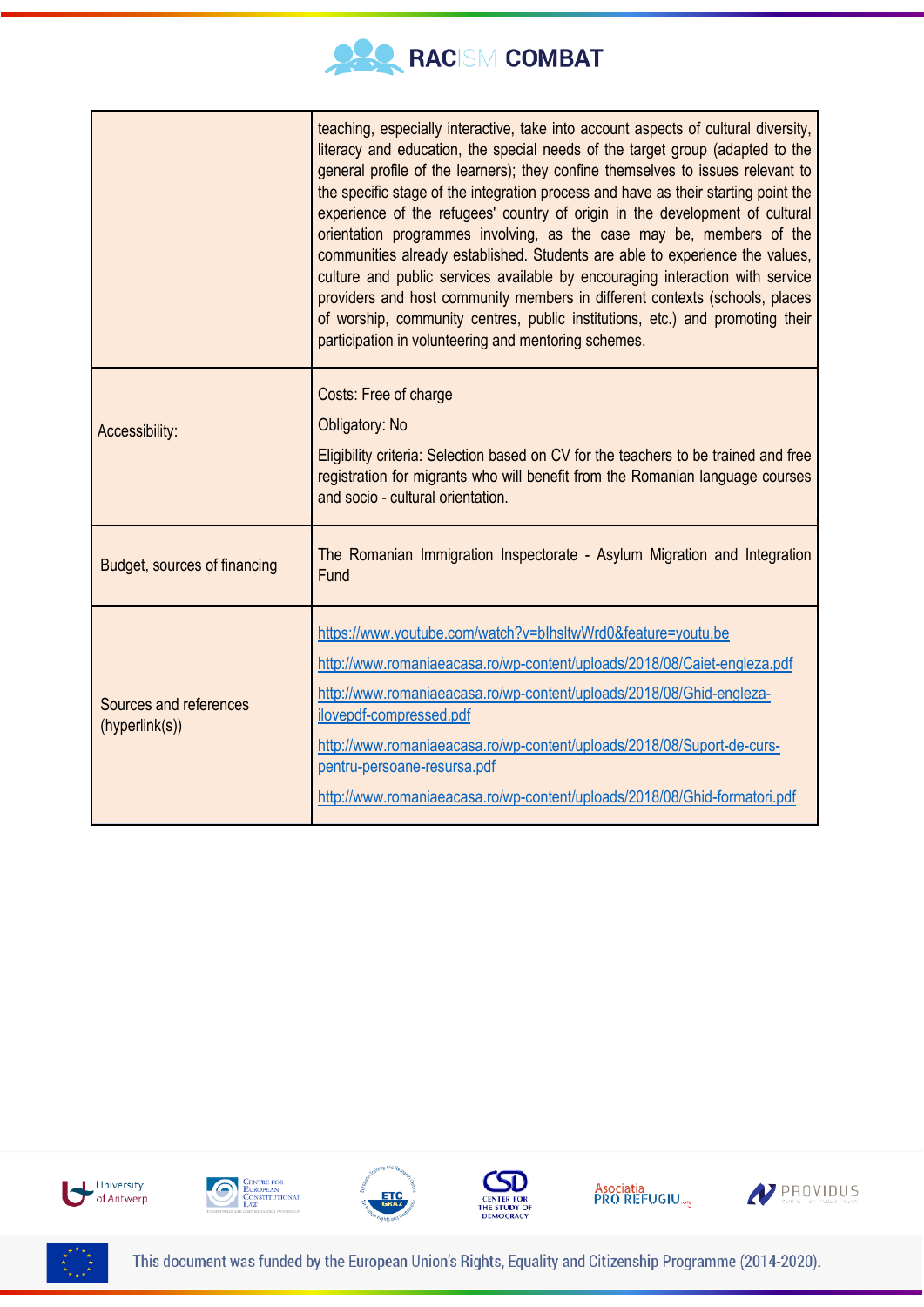| | |
|---|---|
| | teaching, especially interactive, take into account aspects of cultural diversity, literacy and education, the special needs of the target group (adapted to the general profile of the learners); they confine themselves to issues relevant to the specific stage of the integration process and have as their starting point the experience of the refugees' country of origin in the development of cultural orientation programmes involving, as the case may be, members of the communities already established. Students are able to experience the values, culture and public services available by encouraging interaction with service providers and host community members in different contexts (schools, places of worship, community centres, public institutions, etc.) and promoting their participation in volunteering and mentoring schemes. |
| Accessibility: | Costs: Free of charge<br><br>Obligatory: No<br><br>Eligibility criteria: Selection based on CV for the teachers to be trained and free registration for migrants who will benefit from the Romanian language courses and socio - cultural orientation. |
| Budget, sources of financing | The Romanian Immigration Inspectorate - Asylum Migration and Integration Fund |
| Sources and references (hyperlink(s)) | https://www.youtube.com/watch?v=blhsltwWrd0&feature=youtu.be<br><br>http://www.romaniaeacasa.ro/wp-content/uploads/2018/08/Caiet-engleza.pdf<br><br>http://www.romaniaeacasa.ro/wp-content/uploads/2018/08/Ghid-engleza-ilovepdf-compressed.pdf<br><br>http://www.romaniaeacasa.ro/wp-content/uploads/2018/08/Suport-de-curs-pentru-persoane-resursa.pdf<br><br>http://www.romaniaeacasa.ro/wp-content/uploads/2018/08/Ghid-formatori.pdf |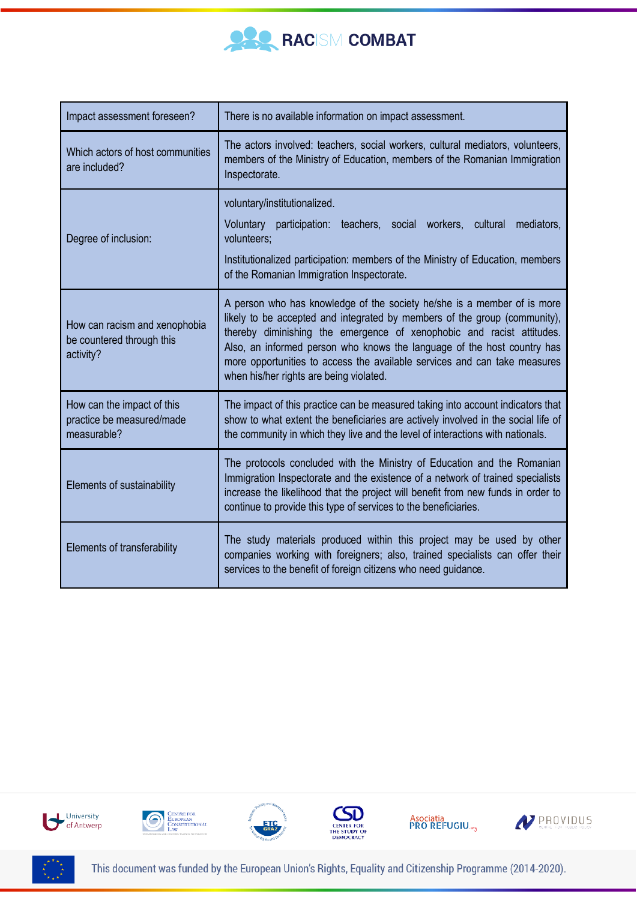| | |
|---|---|
| Impact assessment foreseen? | There is no available information on impact assessment. |
| Which actors of host communities are included? | The actors involved: teachers, social workers, cultural mediators, volunteers, members of the Ministry of Education, members of the Romanian Immigration Inspectorate. |
| Degree of inclusion: | voluntary/institutionalized.<br><br>Voluntary participation: teachers, social workers, cultural mediators, volunteers;<br><br>Institutionalized participation: members of the Ministry of Education, members of the Romanian Immigration Inspectorate. |
| How can racism and xenophobia be countered through this activity? | A person who has knowledge of the society he/she is a member of is more likely to be accepted and integrated by members of the group (community), thereby diminishing the emergence of xenophobic and racist attitudes. Also, an informed person who knows the language of the host country has more opportunities to access the available services and can take measures when his/her rights are being violated. |
| How can the impact of this practice be measured/made measurable? | The impact of this practice can be measured taking into account indicators that show to what extent the beneficiaries are actively involved in the social life of the community in which they live and the level of interactions with nationals. |
| Elements of sustainability | The protocols concluded with the Ministry of Education and the Romanian Immigration Inspectorate and the existence of a network of trained specialists increase the likelihood that the project will benefit from new funds in order to continue to provide this type of services to the beneficiaries. |
| Elements of transferability | The study materials produced within this project may be used by other companies working with foreigners; also, trained specialists can offer their services to the benefit of foreign citizens who need guidance. |